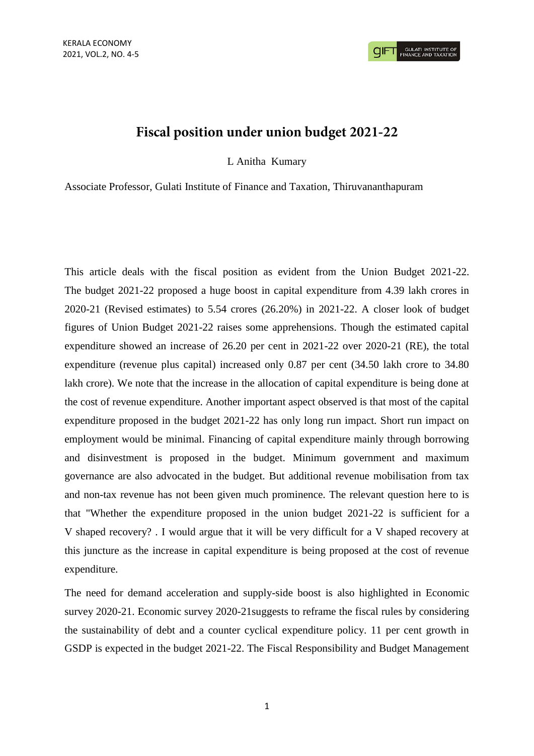# Fiscal position under union budget 2021-22

L Anitha Kumary

Associate Professor, Gulati Institute of Finance and Taxation, Thiruvananthapuram

This article deals with the fiscal position as evident from the Union Budget 2021-22. The budget 2021-22 proposed a huge boost in capital expenditure from 4.39 lakh crores in 2020-21 (Revised estimates) to 5.54 crores (26.20%) in 2021-22. A closer look of budget figures of Union Budget 2021-22 raises some apprehensions. Though the estimated capital expenditure showed an increase of 26.20 per cent in 2021-22 over 2020-21 (RE), the total expenditure (revenue plus capital) increased only 0.87 per cent (34.50 lakh crore to 34.80 lakh crore). We note that the increase in the allocation of capital expenditure is being done at the cost of revenue expenditure. Another important aspect observed is that most of the capital expenditure proposed in the budget 2021-22 has only long run impact. Short run impact on employment would be minimal. Financing of capital expenditure mainly through borrowing and disinvestment is proposed in the budget. Minimum government and maximum governance are also advocated in the budget. But additional revenue mobilisation from tax and non-tax revenue has not been given much prominence. The relevant question here to is that "Whether the expenditure proposed in the union budget 2021-22 is sufficient for a V shaped recovery? . I would argue that it will be very difficult for a V shaped recovery at this juncture as the increase in capital expenditure is being proposed at the cost of revenue expenditure.

The need for demand acceleration and supply-side boost is also highlighted in Economic survey 2020-21. Economic survey 2020-21suggests to reframe the fiscal rules by considering the sustainability of debt and a counter cyclical expenditure policy. 11 per cent growth in GSDP is expected in the budget 2021-22. The Fiscal Responsibility and Budget Management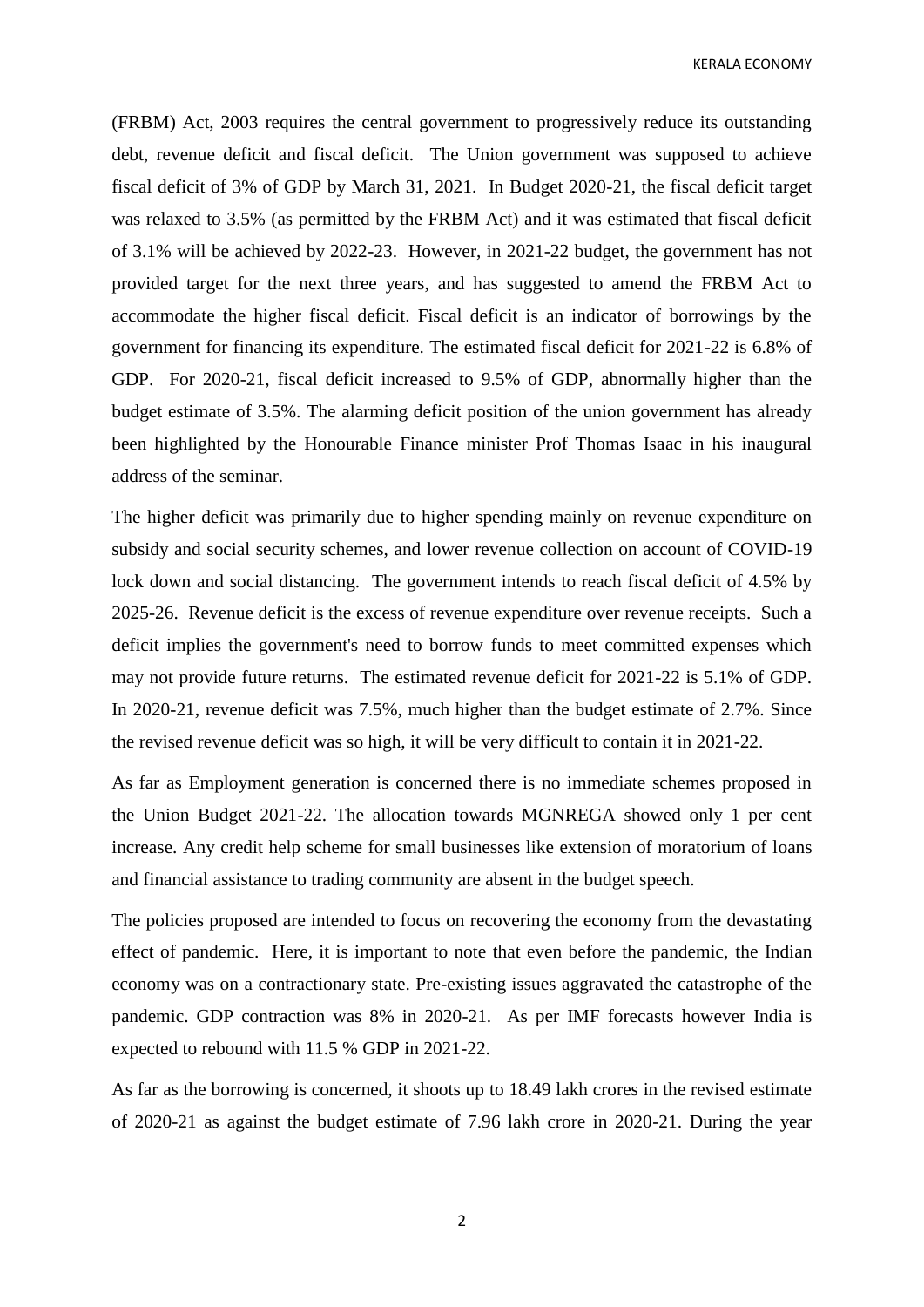(FRBM) Act, 2003 requires the central government to progressively reduce its outstanding debt, revenue deficit and fiscal deficit. The Union government was supposed to achieve fiscal deficit of 3% of GDP by March 31, 2021. In Budget 2020-21, the fiscal deficit target was relaxed to 3.5% (as permitted by the FRBM Act) and it was estimated that fiscal deficit of 3.1% will be achieved by 2022-23. However, in 2021-22 budget, the government has not provided target for the next three years, and has suggested to amend the FRBM Act to accommodate the higher fiscal deficit. Fiscal deficit is an indicator of borrowings by the government for financing its expenditure. The estimated fiscal deficit for 2021-22 is 6.8% of GDP. For 2020-21, fiscal deficit increased to 9.5% of GDP, abnormally higher than the budget estimate of 3.5%. The alarming deficit position of the union government has already been highlighted by the Honourable Finance minister Prof Thomas Isaac in his inaugural address of the seminar.

The higher deficit was primarily due to higher spending mainly on revenue expenditure on subsidy and social security schemes, and lower revenue collection on account of COVID-19 lock down and social distancing. The government intends to reach fiscal deficit of 4.5% by 2025-26. Revenue deficit is the excess of revenue expenditure over revenue receipts. Such a deficit implies the government's need to borrow funds to meet committed expenses which may not provide future returns. The estimated revenue deficit for 2021-22 is 5.1% of GDP. In 2020-21, revenue deficit was 7.5%, much higher than the budget estimate of 2.7%. Since the revised revenue deficit was so high, it will be very difficult to contain it in 2021-22.

As far as Employment generation is concerned there is no immediate schemes proposed in the Union Budget 2021-22. The allocation towards MGNREGA showed only 1 per cent increase. Any credit help scheme for small businesses like extension of moratorium of loans and financial assistance to trading community are absent in the budget speech.

The policies proposed are intended to focus on recovering the economy from the devastating effect of pandemic. Here, it is important to note that even before the pandemic, the Indian economy was on a contractionary state. Pre-existing issues aggravated the catastrophe of the pandemic. GDP contraction was 8% in 2020-21. As per IMF forecasts however India is expected to rebound with 11.5 % GDP in 2021-22.

As far as the borrowing is concerned, it shoots up to 18.49 lakh crores in the revised estimate of 2020-21 as against the budget estimate of 7.96 lakh crore in 2020-21. During the year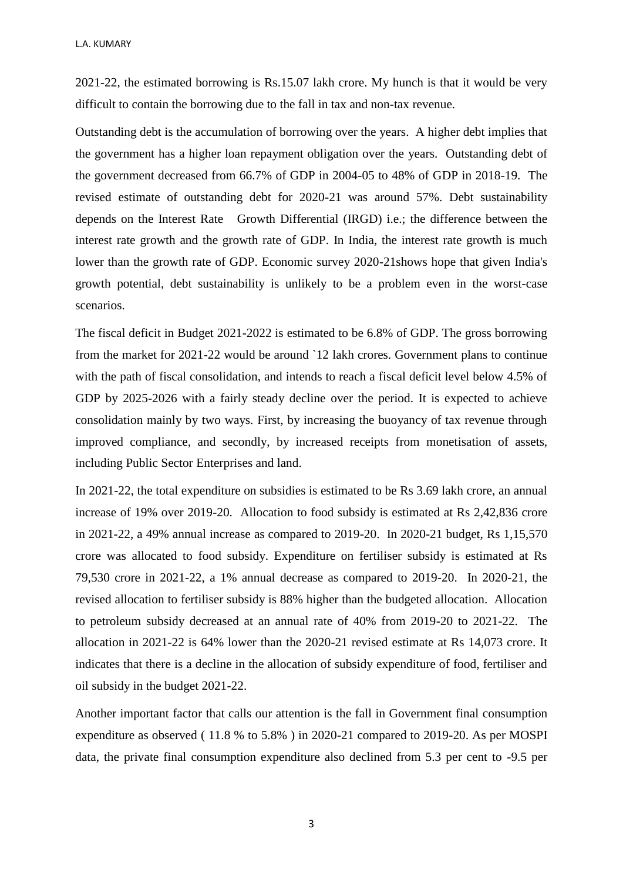2021-22, the estimated borrowing is Rs.15.07 lakh crore. My hunch is that it would be very difficult to contain the borrowing due to the fall in tax and non-tax revenue.

Outstanding debt is the accumulation of borrowing over the years. A higher debt implies that the government has a higher loan repayment obligation over the years. Outstanding debt of the government decreased from 66.7% of GDP in 2004-05 to 48% of GDP in 2018-19. The revised estimate of outstanding debt for 2020-21 was around 57%. Debt sustainability depends on the Interest Rate Growth Differential (IRGD) i.e.; the difference between the interest rate growth and the growth rate of GDP. In India, the interest rate growth is much lower than the growth rate of GDP. Economic survey 2020-21shows hope that given India's growth potential, debt sustainability is unlikely to be a problem even in the worst-case scenarios.

The fiscal deficit in Budget 2021-2022 is estimated to be 6.8% of GDP. The gross borrowing from the market for 2021-22 would be around `12 lakh crores. Government plans to continue with the path of fiscal consolidation, and intends to reach a fiscal deficit level below 4.5% of GDP by 2025-2026 with a fairly steady decline over the period. It is expected to achieve consolidation mainly by two ways. First, by increasing the buoyancy of tax revenue through improved compliance, and secondly, by increased receipts from monetisation of assets, including Public Sector Enterprises and land.

In 2021-22, the total expenditure on subsidies is estimated to be Rs 3.69 lakh crore, an annual increase of 19% over 2019-20. Allocation to food subsidy is estimated at Rs 2,42,836 crore in 2021-22, a 49% annual increase as compared to 2019-20. In 2020-21 budget, Rs 1,15,570 crore was allocated to food subsidy. Expenditure on fertiliser subsidy is estimated at Rs 79,530 crore in 2021-22, a 1% annual decrease as compared to 2019-20. In 2020-21, the revised allocation to fertiliser subsidy is 88% higher than the budgeted allocation. Allocation to petroleum subsidy decreased at an annual rate of 40% from 2019-20 to 2021-22. The allocation in 2021-22 is 64% lower than the 2020-21 revised estimate at Rs 14,073 crore. It indicates that there is a decline in the allocation of subsidy expenditure of food, fertiliser and oil subsidy in the budget 2021-22.

Another important factor that calls our attention is the fall in Government final consumption expenditure as observed ( 11.8 % to 5.8% ) in 2020-21 compared to 2019-20. As per MOSPI data, the private final consumption expenditure also declined from 5.3 per cent to -9.5 per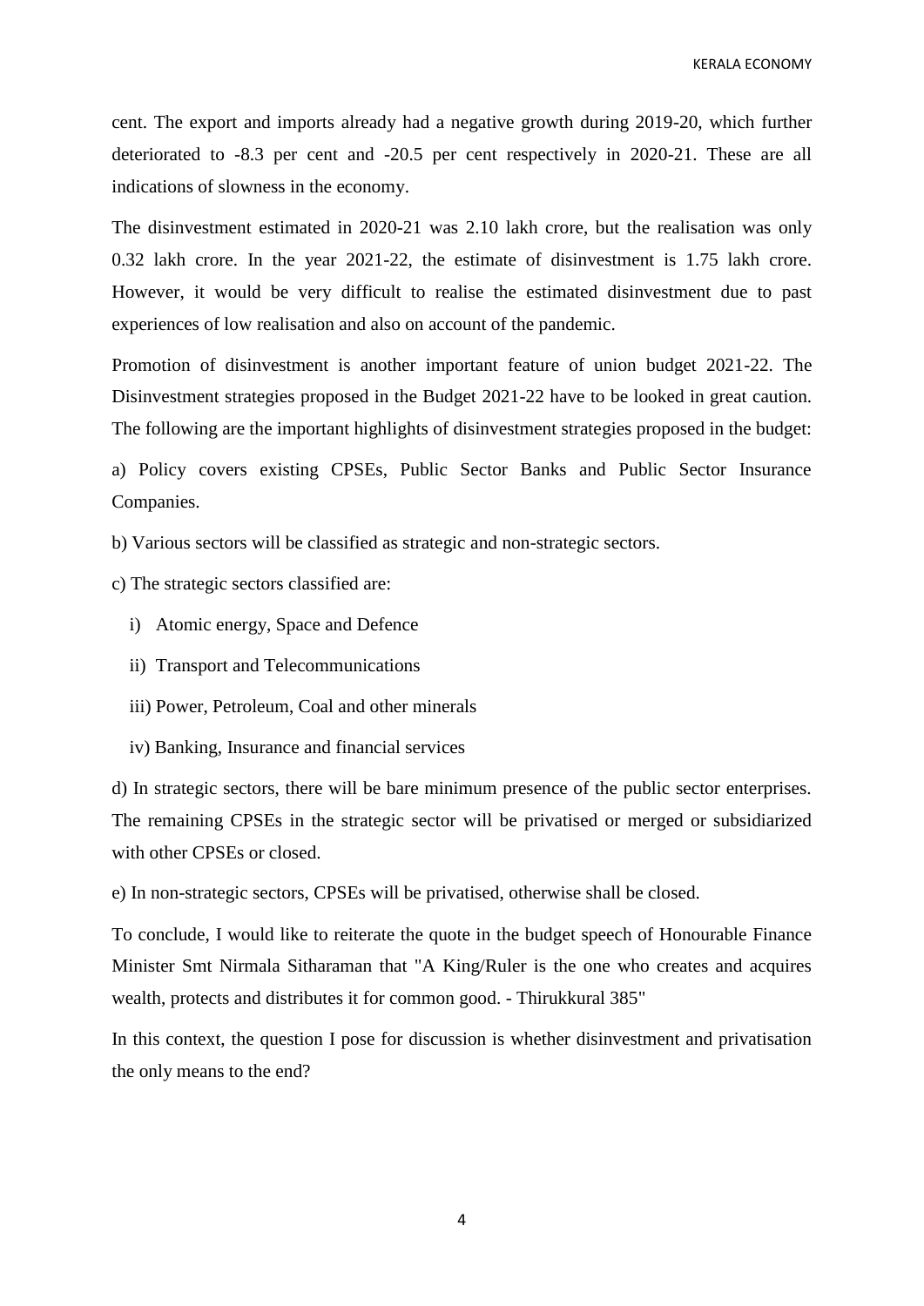cent. The export and imports already had a negative growth during 2019-20, which further deteriorated to -8.3 per cent and -20.5 per cent respectively in 2020-21. These are all indications of slowness in the economy.

The disinvestment estimated in 2020-21 was 2.10 lakh crore, but the realisation was only 0.32 lakh crore. In the year 2021-22, the estimate of disinvestment is 1.75 lakh crore. However, it would be very difficult to realise the estimated disinvestment due to past experiences of low realisation and also on account of the pandemic.

Promotion of disinvestment is another important feature of union budget 2021-22. The Disinvestment strategies proposed in the Budget 2021-22 have to be looked in great caution. The following are the important highlights of disinvestment strategies proposed in the budget:

a) Policy covers existing CPSEs, Public Sector Banks and Public Sector Insurance Companies.

b) Various sectors will be classified as strategic and non-strategic sectors.

c) The strategic sectors classified are:

i) Atomic energy, Space and Defence

ii) Transport and Telecommunications

iii) Power, Petroleum, Coal and other minerals

iv) Banking, Insurance and financial services

d) In strategic sectors, there will be bare minimum presence of the public sector enterprises. The remaining CPSEs in the strategic sector will be privatised or merged or subsidiarized with other CPSEs or closed.

e) In non-strategic sectors, CPSEs will be privatised, otherwise shall be closed.

To conclude, I would like to reiterate the quote in the budget speech of Honourable Finance Minister Smt Nirmala Sitharaman that "A King/Ruler is the one who creates and acquires wealth, protects and distributes it for common good. - Thirukkural 385"

In this context, the question I pose for discussion is whether disinvestment and privatisation the only means to the end?